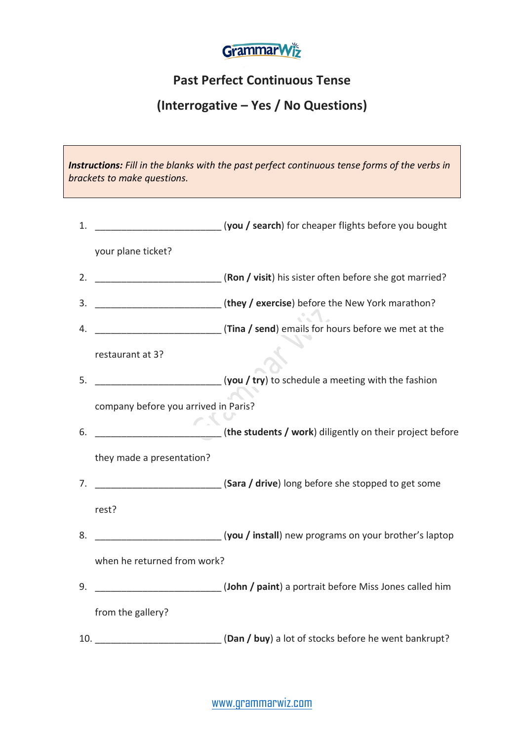# Past Perfect Continuous Tense

## (Interrogative – Yes / No Questions)

***Instructions:*** *Fill in the blanks with the past perfect continuous tense forms of the verbs in brackets to make questions.*

1. ________________________ (**you / search**) for cheaper flights before you bought your plane ticket?
2. ________________________ (**Ron / visit**) his sister often before she got married?
3. ________________________ (**they / exercise**) before the New York marathon?
4. ________________________ (**Tina / send**) emails for hours before we met at the restaurant at 3?
5. ________________________ (**you / try**) to schedule a meeting with the fashion company before you arrived in Paris?
6. ________________________ (**the students / work**) diligently on their project before they made a presentation?
7. ________________________ (**Sara / drive**) long before she stopped to get some rest?
8. ________________________ (**you / install**) new programs on your brother's laptop when he returned from work?
9. ________________________ (**John / paint**) a portrait before Miss Jones called him from the gallery?
10. ________________________ (**Dan / buy**) a lot of stocks before he went bankrupt?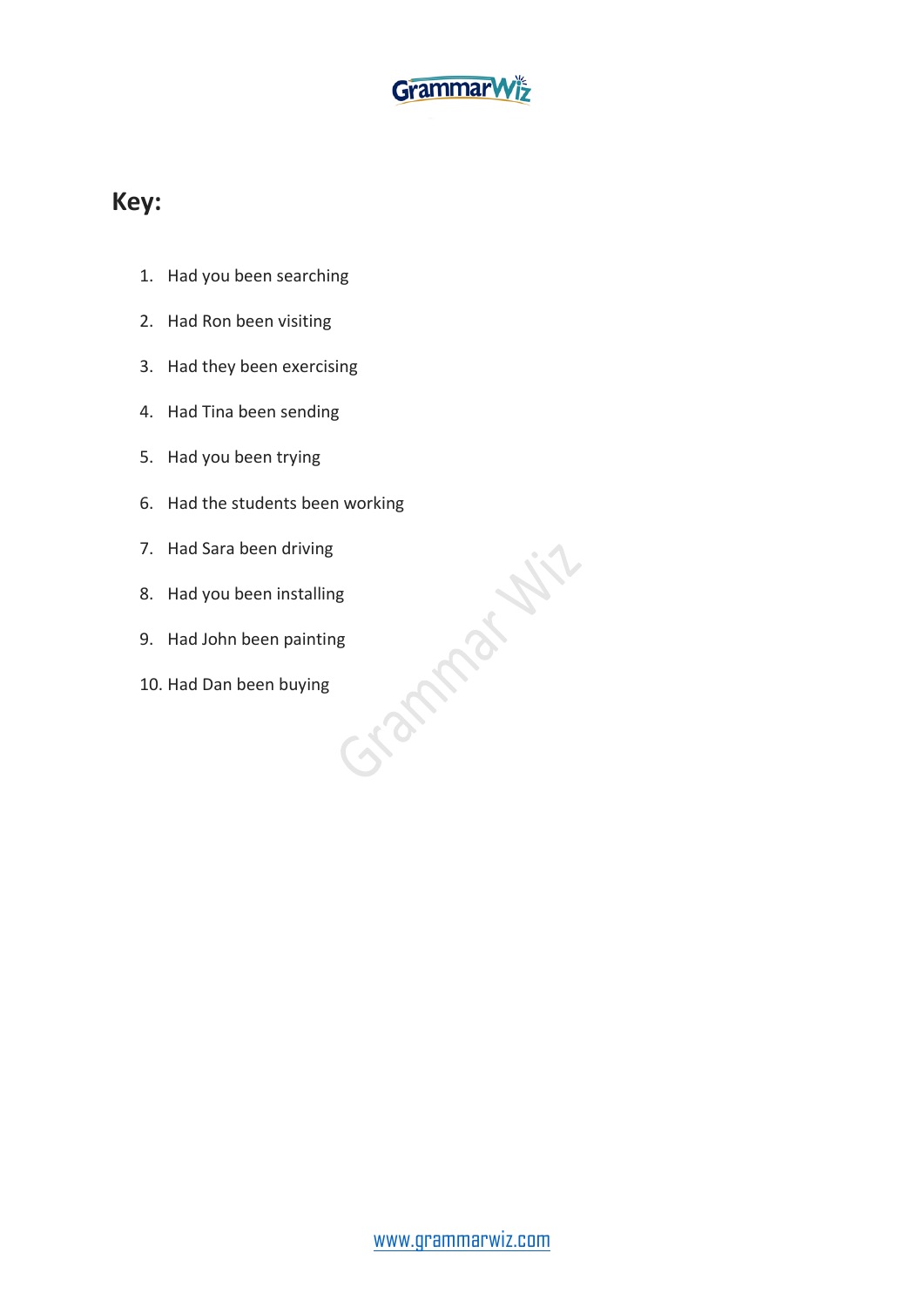## Key:

1. Had you been searching
2. Had Ron been visiting
3. Had they been exercising
4. Had Tina been sending
5. Had you been trying
6. Had the students been working
7. Had Sara been driving
8. Had you been installing
9. Had John been painting
10. Had Dan been buying